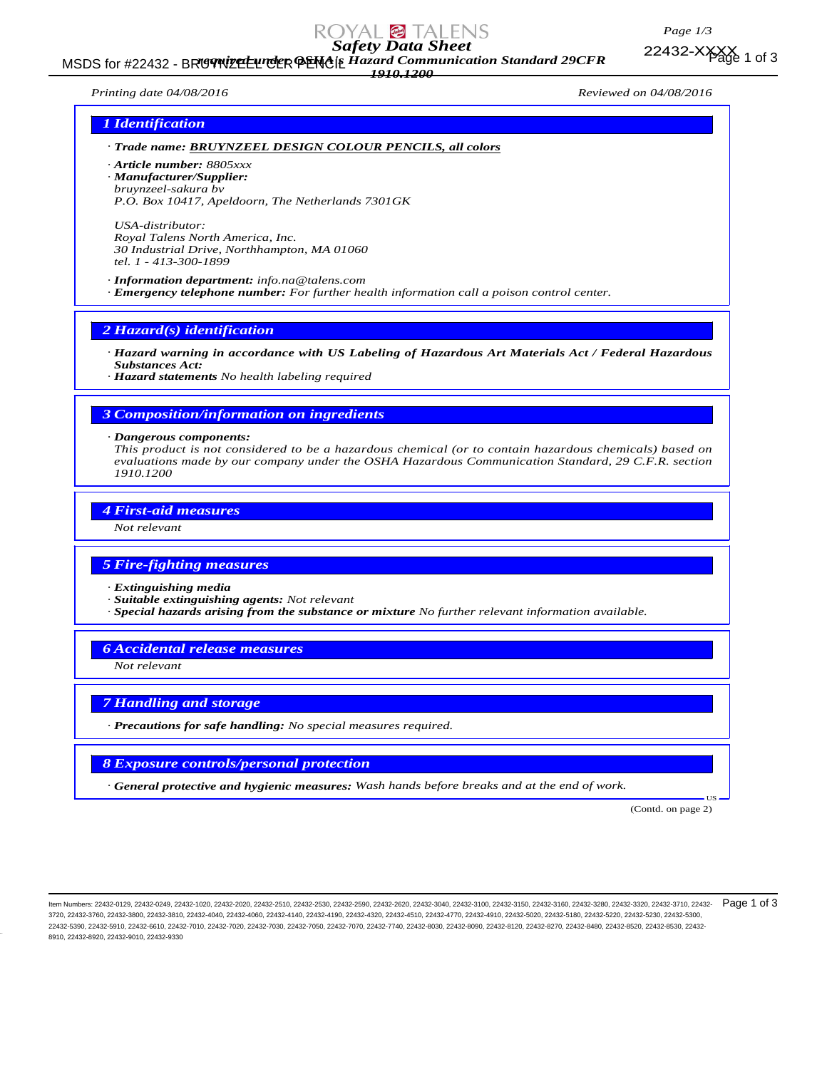# Safety Data Sheet

*according to OSHA's Hazard Communication Standard 29CFR 1910.1200*

Printing date 04/08/2016 | Reviewed on 04/08/2016

## 1 Identification

· **Trade name: BRUYNZEEL DESIGN COLOUR PENCILS, all colors**

· **Article number:** 8805xxx

· **Manufacturer/Supplier:**
bruynzeel-sakura bv
P.O. Box 10417, Apeldoorn, The Netherlands 7301GK

USA-distributor:
Royal Talens North America, Inc.
30 Industrial Drive, Northhampton, MA 01060
tel. 1 - 413-300-1899

· **Information department:** info.na@talens.com

· **Emergency telephone number:** For further health information call a poison control center.

## 2 Hazard(s) identification

· **Hazard warning in accordance with US Labeling of Hazardous Art Materials Act / Federal Hazardous Substances Act:**

· **Hazard statements** No health labeling required

## 3 Composition/information on ingredients

· **Dangerous components:**
This product is not considered to be a hazardous chemical (or to contain hazardous chemicals) based on evaluations made by our company under the OSHA Hazardous Communication Standard, 29 C.F.R. section 1910.1200

## 4 First-aid measures

Not relevant

## 5 Fire-fighting measures

· **Extinguishing media**

· **Suitable extinguishing agents:** Not relevant

· **Special hazards arising from the substance or mixture** No further relevant information available.

## 6 Accidental release measures

Not relevant

## 7 Handling and storage

· **Precautions for safe handling:** No special measures required.

## 8 Exposure controls/personal protection

· **General protective and hygienic measures:** Wash hands before breaks and at the end of work.

(Contd. on page 2)

Item Numbers: 22432-0129, 22432-0249, 22432-1020, 22432-2020, 22432-2510, 22432-2530, 22432-2590, 22432-2620, 22432-3040, 22432-3100, 22432-3150, 22432-3160, 22432-3280, 22432-3320, 22432-3710, 22432-3720, 22432-3760, 22432-3800, 22432-3810, 22432-4040, 22432-4060, 22432-4140, 22432-4190, 22432-4320, 22432-4510, 22432-4770, 22432-4910, 22432-5020, 22432-5180, 22432-5220, 22432-5230, 22432-5300, 22432-5390, 22432-5910, 22432-6610, 22432-7010, 22432-7020, 22432-7030, 22432-7050, 22432-7070, 22432-7740, 22432-8030, 22432-8090, 22432-8120, 22432-8270, 22432-8480, 22432-8520, 22432-8530, 22432-8910, 22432-8920, 22432-9010, 22432-9330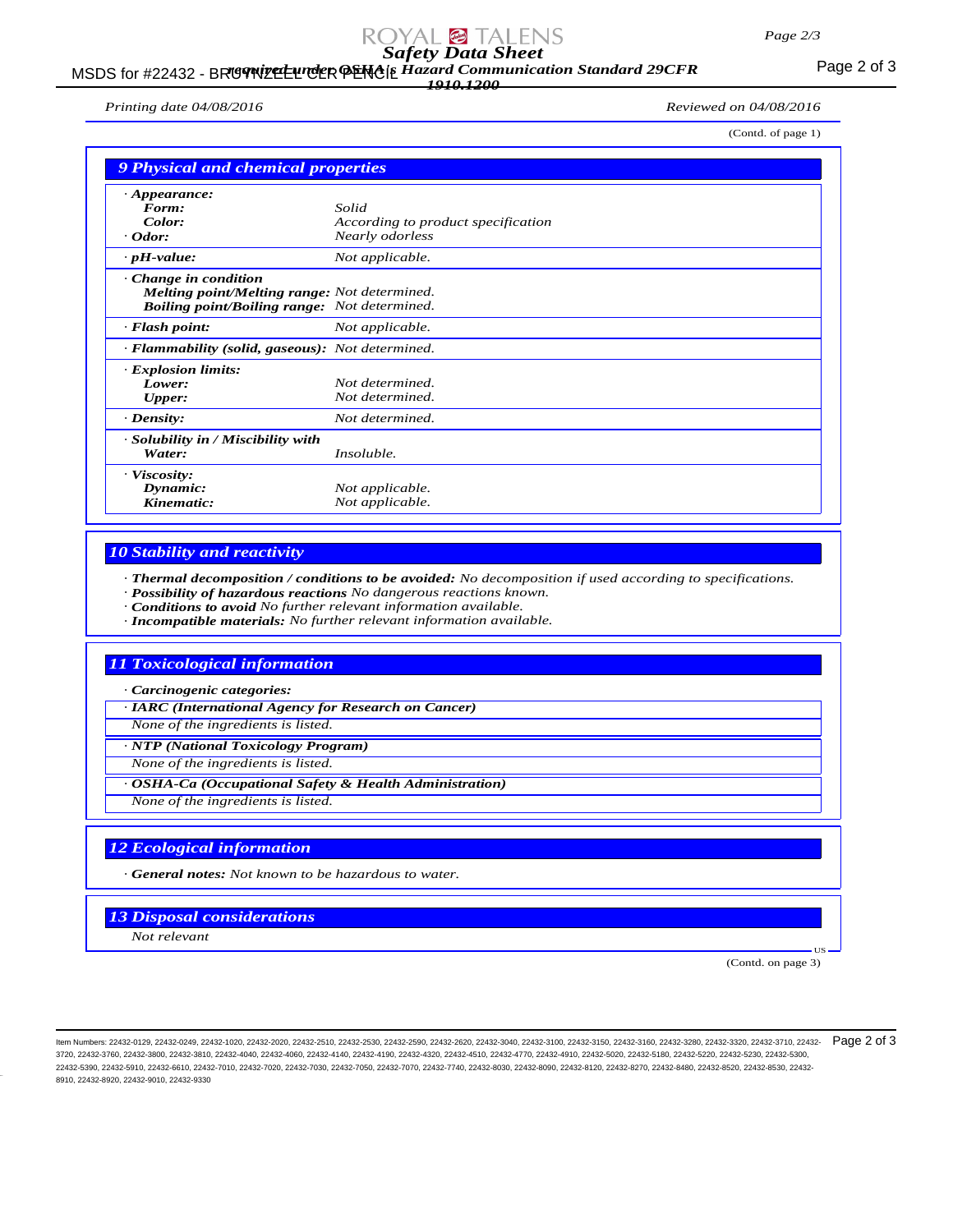(Contd. of page 1)

## 9 Physical and chemical properties

| | |
|---|---|
| · **Appearance:** | |
| **Form:** | Solid |
| **Color:** | According to product specification |
| · **Odor:** | Nearly odorless |
| · **pH-value:** | Not applicable. |
| · **Change in condition** | |
| **Melting point/Melting range:** | Not determined. |
| **Boiling point/Boiling range:** | Not determined. |
| · **Flash point:** | Not applicable. |
| · **Flammability (solid, gaseous):** | Not determined. |
| · **Explosion limits:** | |
| **Lower:** | Not determined. |
| **Upper:** | Not determined. |
| · **Density:** | Not determined. |
| · **Solubility in / Miscibility with** | |
| **Water:** | Insoluble. |
| · **Viscosity:** | |
| **Dynamic:** | Not applicable. |
| **Kinematic:** | Not applicable. |

## 10 Stability and reactivity

· **Thermal decomposition / conditions to be avoided:** No decomposition if used according to specifications.
· **Possibility of hazardous reactions** No dangerous reactions known.
· **Conditions to avoid** No further relevant information available.
· **Incompatible materials:** No further relevant information available.

## 11 Toxicological information

· **Carcinogenic categories:**

· **IARC (International Agency for Research on Cancer)**

None of the ingredients is listed.

· **NTP (National Toxicology Program)**

None of the ingredients is listed.

· **OSHA-Ca (Occupational Safety & Health Administration)**

None of the ingredients is listed.

## 12 Ecological information

· **General notes:** Not known to be hazardous to water.

## 13 Disposal considerations

Not relevant

(Contd. on page 3)

Item Numbers: 22432-0129, 22432-0249, 22432-1020, 22432-2020, 22432-2510, 22432-2530, 22432-2590, 22432-2620, 22432-3040, 22432-3100, 22432-3150, 22432-3160, 22432-3280, 22432-3320, 22432-3710, 22432-3720, 22432-3760, 22432-3800, 22432-3810, 22432-4040, 22432-4060, 22432-4140, 22432-4190, 22432-4320, 22432-4510, 22432-4770, 22432-4910, 22432-5020, 22432-5180, 22432-5220, 22432-5230, 22432-5300, 22432-5390, 22432-5910, 22432-6610, 22432-7010, 22432-7020, 22432-7030, 22432-7050, 22432-7070, 22432-7740, 22432-8030, 22432-8090, 22432-8120, 22432-8270, 22432-8480, 22432-8520, 22432-8530, 22432-8910, 22432-8920, 22432-9010, 22432-9330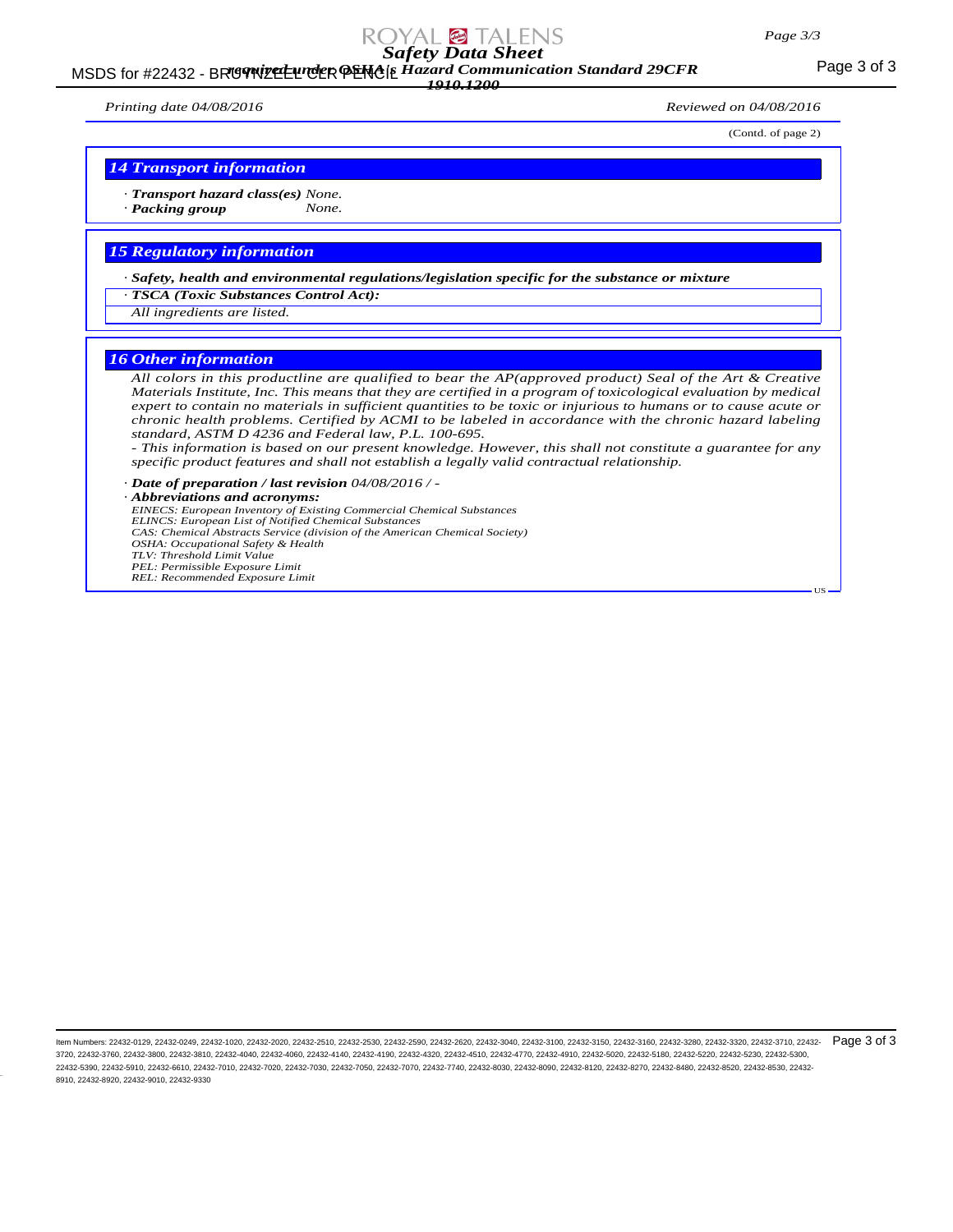(Contd. of page 2)

## 14 Transport information

· **Transport hazard class(es)** *None.*
· **Packing group** *None.*

## 15 Regulatory information

· **Safety, health and environmental regulations/legislation specific for the substance or mixture**
· **TSCA (Toxic Substances Control Act):**
*All ingredients are listed.*

## 16 Other information

*All colors in this productline are qualified to bear the AP(approved product) Seal of the Art & Creative Materials Institute, Inc. This means that they are certified in a program of toxicological evaluation by medical expert to contain no materials in sufficient quantities to be toxic or injurious to humans or to cause acute or chronic health problems. Certified by ACMI to be labeled in accordance with the chronic hazard labeling standard, ASTM D 4236 and Federal law, P.L. 100-695.*
*- This information is based on our present knowledge. However, this shall not constitute a guarantee for any specific product features and shall not establish a legally valid contractual relationship.*

· **Date of preparation / last revision** *04/08/2016 / -*
· **Abbreviations and acronyms:**
*EINECS: European Inventory of Existing Commercial Chemical Substances*
*ELINCS: European List of Notified Chemical Substances*
*CAS: Chemical Abstracts Service (division of the American Chemical Society)*
*OSHA: Occupational Safety & Health*
*TLV: Threshold Limit Value*
*PEL: Permissible Exposure Limit*
*REL: Recommended Exposure Limit*

US

Item Numbers: 22432-0129, 22432-0249, 22432-1020, 22432-2020, 22432-2510, 22432-2530, 22432-2590, 22432-2620, 22432-3040, 22432-3100, 22432-3150, 22432-3160, 22432-3280, 22432-3320, 22432-3710, 22432-3720, 22432-3760, 22432-3800, 22432-3810, 22432-4040, 22432-4060, 22432-4140, 22432-4190, 22432-4320, 22432-4510, 22432-4770, 22432-4910, 22432-5020, 22432-5180, 22432-5220, 22432-5230, 22432-5300, 22432-5390, 22432-5910, 22432-6610, 22432-7010, 22432-7020, 22432-7030, 22432-7050, 22432-7070, 22432-7740, 22432-8030, 22432-8090, 22432-8120, 22432-8270, 22432-8480, 22432-8520, 22432-8530, 22432-8910, 22432-8920, 22432-9010, 22432-9330